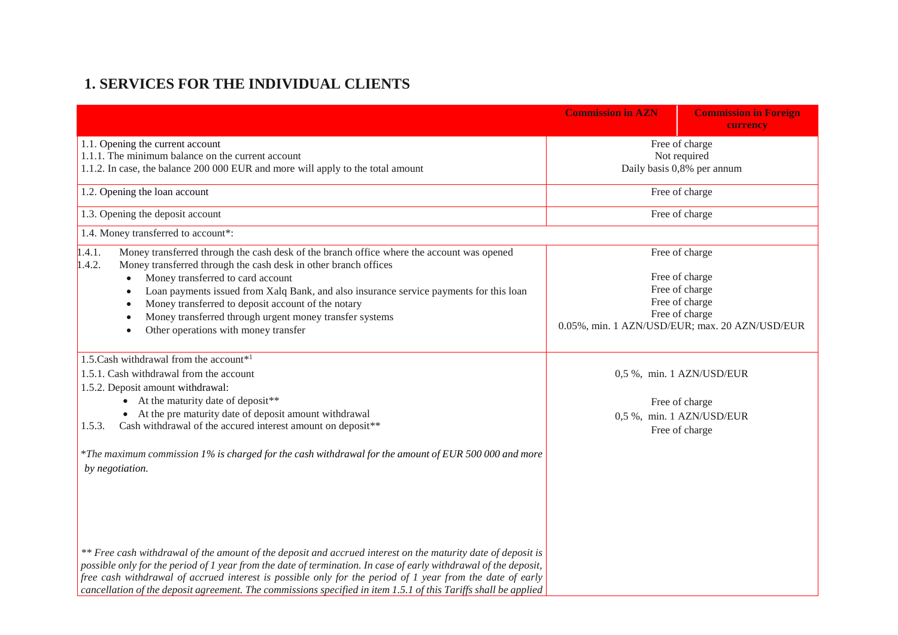# 1. SERVICES FOR THE INDIVIDUAL CLIENTS

| | Commission in AZN | Commission in Foreign currency |
|---|---|---|
| 1.1. Opening the current account<br>1.1.1. The minimum balance on the current account<br>1.1.2. In case, the balance 200 000 EUR and more will apply to the total amount | Free of charge<br>Not required<br>Daily basis 0,8% per annum | |
| 1.2. Opening the loan account | Free of charge | |
| 1.3. Opening the deposit account | Free of charge | |
| 1.4. Money transferred to account*: | | |
| 1.4.1. Money transferred through the cash desk of the branch office where the account was opened<br>1.4.2. Money transferred through the cash desk in other branch offices<br>• Money transferred to card account<br>• Loan payments issued from Xalq Bank, and also insurance service payments for this loan<br>• Money transferred to deposit account of the notary<br>• Money transferred through urgent money transfer systems<br>• Other operations with money transfer | Free of charge<br><br>Free of charge<br>Free of charge<br>Free of charge<br>Free of charge<br>0.05%, min. 1 AZN/USD/EUR; max. 20 AZN/USD/EUR | |
| 1.5.Cash withdrawal from the account*[1]<br>1.5.1. Cash withdrawal from the account<br>1.5.2. Deposit amount withdrawal:<br>• At the maturity date of deposit**<br>• At the pre maturity date of deposit amount withdrawal<br>1.5.3. Cash withdrawal of the accured interest amount on deposit**<br><br>*The maximum commission 1% is charged for the cash withdrawal for the amount of EUR 500 000 and more by negotiation.*<br><br>*** Free cash withdrawal of the amount of the deposit and accrued interest on the maturity date of deposit is possible only for the period of 1 year from the date of termination. In case of early withdrawal of the deposit, free cash withdrawal of accrued interest is possible only for the period of 1 year from the date of early cancellation of the deposit agreement. The commissions specified in item 1.5.1 of this Tariffs shall be applied* | <br>0,5 %, min. 1 AZN/USD/EUR<br><br>Free of charge<br>0,5 %, min. 1 AZN/USD/EUR<br>Free of charge | |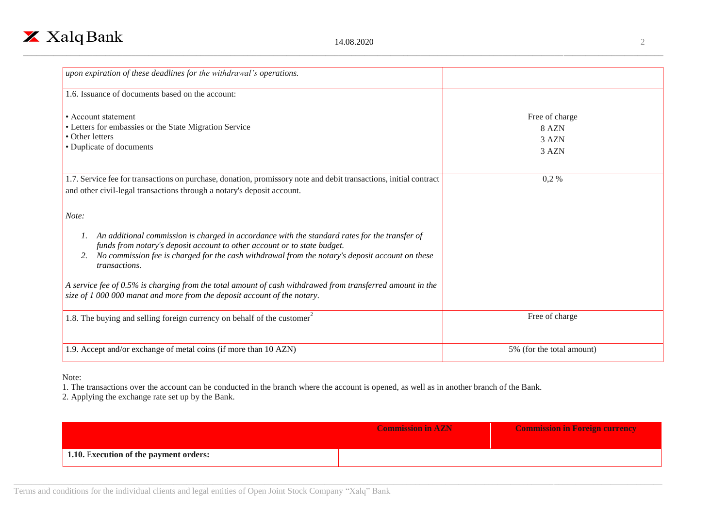| | |
|---|---|
| *upon expiration of these deadlines for the withdrawal's operations.* | |
| 1.6. Issuance of documents based on the account:<br><br>• Account statement<br>• Letters for embassies or the State Migration Service<br>• Other letters<br>• Duplicate of documents | <br><br>Free of charge<br>8 AZN<br>3 AZN<br>3 AZN |
| 1.7. Service fee for transactions on purchase, donation, promissory note and debit transactions, initial contract and other civil-legal transactions through a notary's deposit account.<br><br>*Note:*<br><br>*1. An additional commission is charged in accordance with the standard rates for the transfer of funds from notary's deposit account to other account or to state budget.*<br>*2. No commission fee is charged for the cash withdrawal from the notary's deposit account on these transactions.*<br><br>*A service fee of 0.5% is charging from the total amount of cash withdrawed from transferred amount in the size of 1 000 000 manat and more from the deposit account of the notary.* | 0,2 % |
| 1.8. The buying and selling foreign currency on behalf of the customer[2] | Free of charge |
| 1.9. Accept and/or exchange of metal coins (if more than 10 AZN) | 5% (for the total amount) |

Note:

1. The transactions over the account can be conducted in the branch where the account is opened, as well as in another branch of the Bank.
2. Applying the exchange rate set up by the Bank.

| | Commission in AZN | Commission in Foreign currency |
|---|---|---|
| **1.10. Execution of the payment orders:** | | |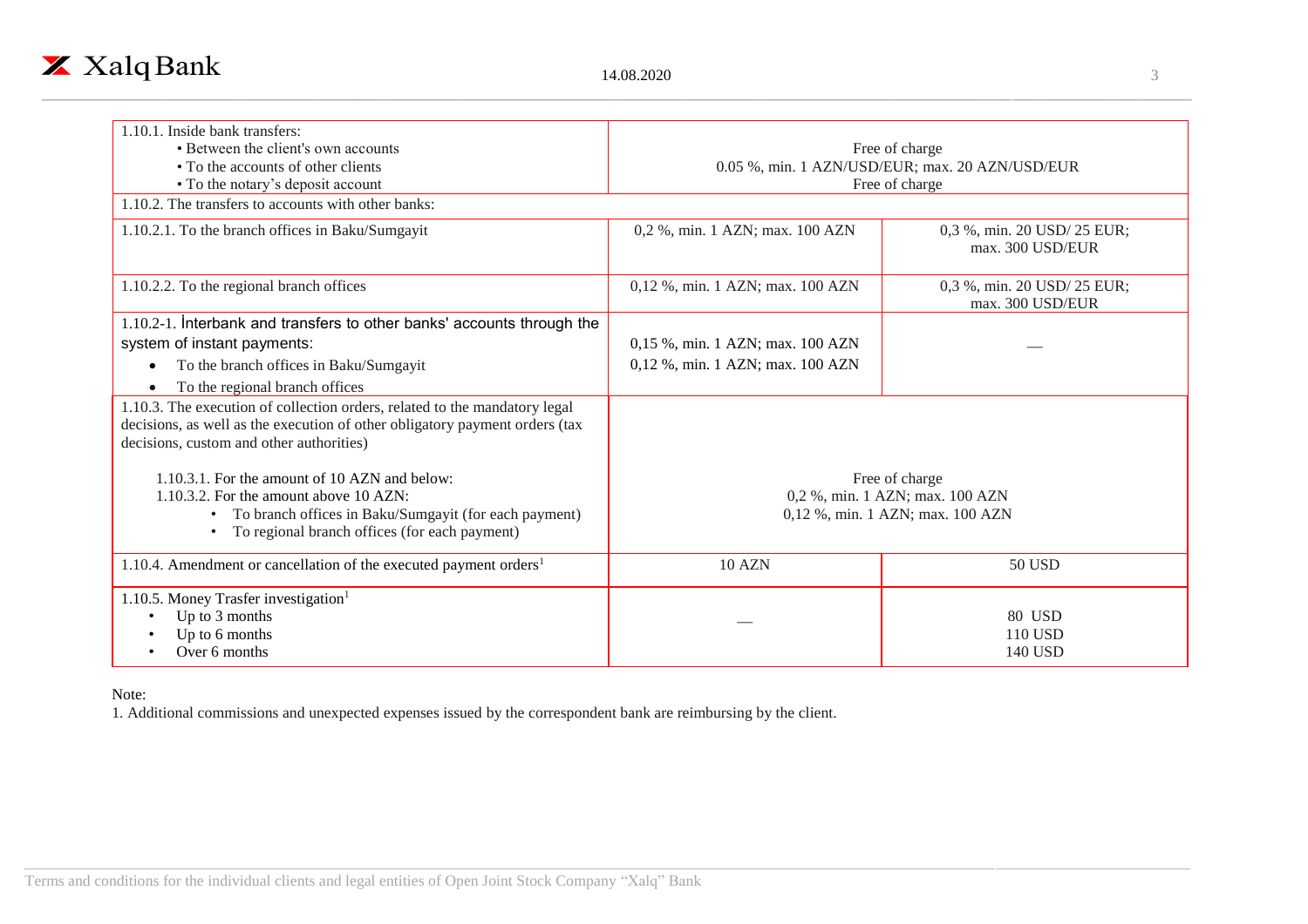| | | |
|---|---|---|
| 1.10.1. Inside bank transfers:<br>• Between the client's own accounts<br>• To the accounts of other clients<br>• To the notary's deposit account | Free of charge<br>0.05 %, min. 1 AZN/USD/EUR; max. 20 AZN/USD/EUR<br>Free of charge | |
| 1.10.2. The transfers to accounts with other banks: | | |
| 1.10.2.1. To the branch offices in Baku/Sumgayit | 0,2 %, min. 1 AZN; max. 100 AZN | 0,3 %, min. 20 USD/ 25 EUR; max. 300 USD/EUR |
| 1.10.2.2. To the regional branch offices | 0,12 %, min. 1 AZN; max. 100 AZN | 0,3 %, min. 20 USD/ 25 EUR; max. 300 USD/EUR |
| 1.10.2-1. İnterbank and transfers to other banks' accounts through the system of instant payments:<br>• To the branch offices in Baku/Sumgayit<br>• To the regional branch offices | 0,15 %, min. 1 AZN; max. 100 AZN<br>0,12 %, min. 1 AZN; max. 100 AZN | — |
| 1.10.3. The execution of collection orders, related to the mandatory legal decisions, as well as the execution of other obligatory payment orders (tax decisions, custom and other authorities)<br><br>1.10.3.1. For the amount of 10 AZN and below:<br>1.10.3.2. For the amount above 10 AZN:<br>• To branch offices in Baku/Sumgayit (for each payment)<br>• To regional branch offices (for each payment) | Free of charge<br>0,2 %, min. 1 AZN; max. 100 AZN<br>0,12 %, min. 1 AZN; max. 100 AZN | |
| 1.10.4. Amendment or cancellation of the executed payment orders[1] | 10 AZN | 50 USD |
| 1.10.5. Money Trasfer investigation[1]<br>• Up to 3 months<br>• Up to 6 months<br>• Over 6 months | — | 80 USD<br>110 USD<br>140 USD |

Note:

1. Additional commissions and unexpected expenses issued by the correspondent bank are reimbursing by the client.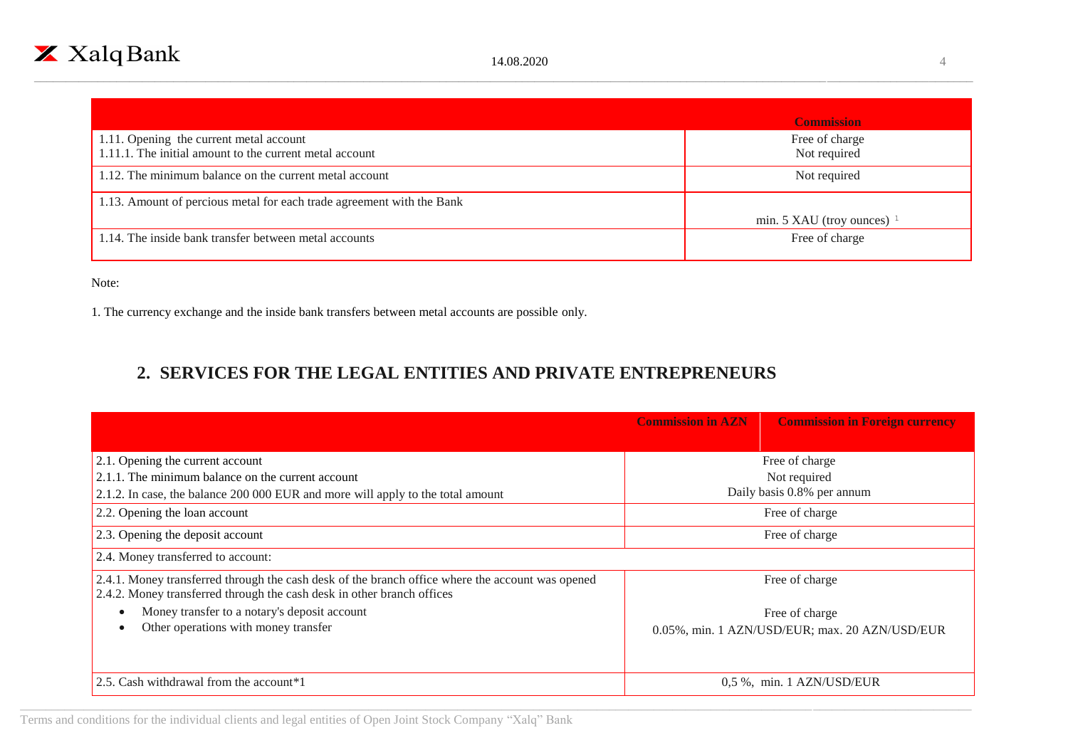| | Commission |
|---|---|
| 1.11. Opening the current metal account<br>1.11.1. The initial amount to the current metal account | Free of charge<br>Not required |
| 1.12. The minimum balance on the current metal account | Not required |
| 1.13. Amount of percious metal for each trade agreement with the Bank | min. 5 XAU (troy ounces) [1] |
| 1.14. The inside bank transfer between metal accounts | Free of charge |

Note:

1. The currency exchange and the inside bank transfers between metal accounts are possible only.

## 2. SERVICES FOR THE LEGAL ENTITIES AND PRIVATE ENTREPRENEURS

| | Commission in AZN | Commission in Foreign currency |
|---|---|---|
| 2.1. Opening the current account<br>2.1.1. The minimum balance on the current account<br>2.1.2. In case, the balance 200 000 EUR and more will apply to the total amount | Free of charge<br>Not required<br>Daily basis 0.8% per annum | |
| 2.2. Opening the loan account | Free of charge | |
| 2.3. Opening the deposit account | Free of charge | |
| 2.4. Money transferred to account: | | |
| 2.4.1. Money transferred through the cash desk of the branch office where the account was opened<br>2.4.2. Money transferred through the cash desk in other branch offices<br>• Money transfer to a notary's deposit account<br>• Other operations with money transfer | Free of charge<br><br>Free of charge<br>0.05%, min. 1 AZN/USD/EUR; max. 20 AZN/USD/EUR | |
| 2.5. Cash withdrawal from the account*1 | 0,5 %, min. 1 AZN/USD/EUR | |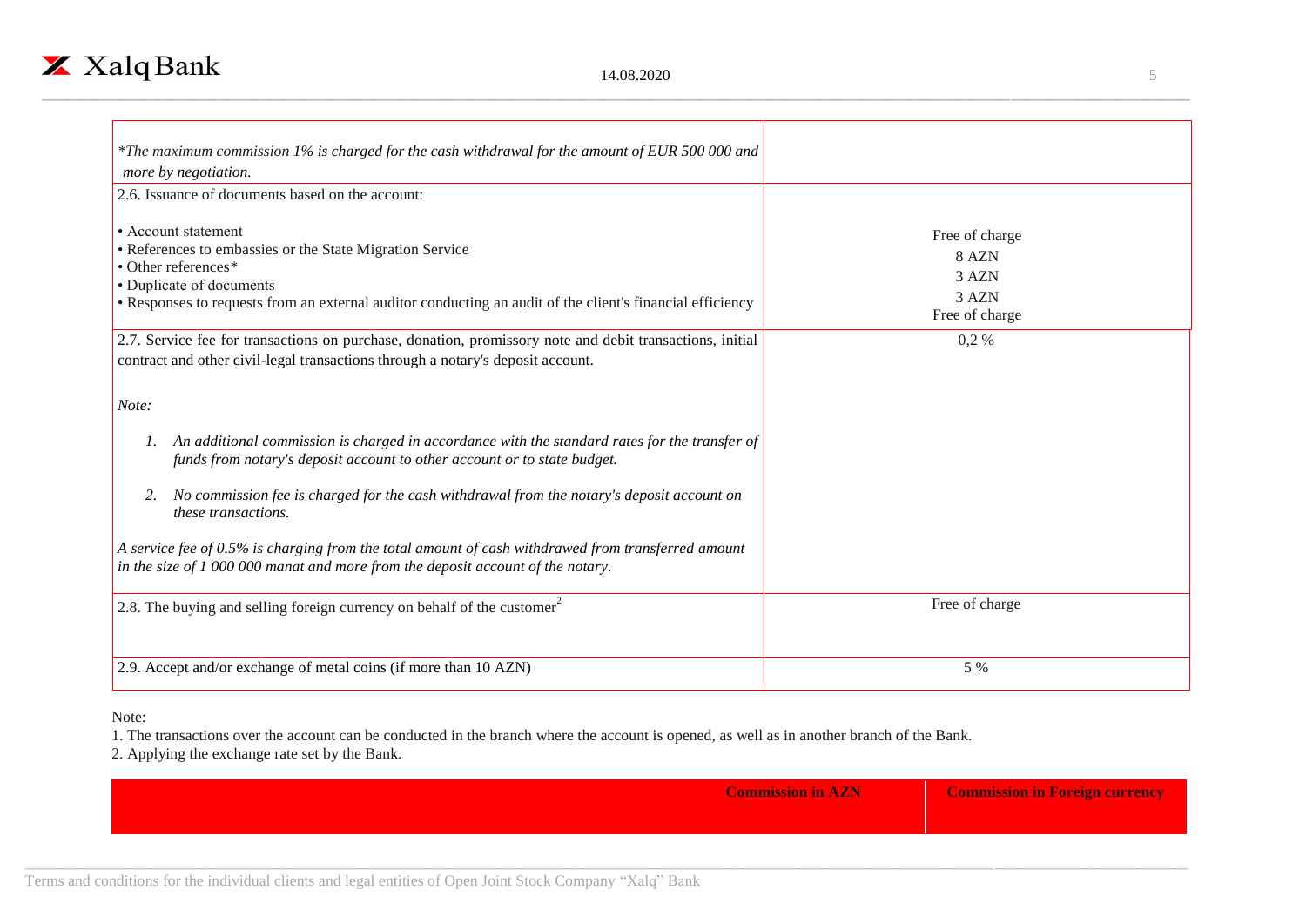| | |
|---|---|
| *\*The maximum commission 1% is charged for the cash withdrawal for the amount of EUR 500 000 and more by negotiation.* | |
| 2.6. Issuance of documents based on the account:<br><br>• Account statement<br>• References to embassies or the State Migration Service<br>• Other references*<br>• Duplicate of documents<br>• Responses to requests from an external auditor conducting an audit of the client's financial efficiency | <br><br>Free of charge<br>8 AZN<br>3 AZN<br>3 AZN<br>Free of charge |
| 2.7. Service fee for transactions on purchase, donation, promissory note and debit transactions, initial contract and other civil-legal transactions through a notary's deposit account.<br><br>*Note:*<br><br>*1. An additional commission is charged in accordance with the standard rates for the transfer of funds from notary's deposit account to other account or to state budget.*<br><br>*2. No commission fee is charged for the cash withdrawal from the notary's deposit account on these transactions.*<br><br>*A service fee of 0.5% is charging from the total amount of cash withdrawed from transferred amount in the size of 1 000 000 manat and more from the deposit account of the notary.* | 0,2 % |
| 2.8. The buying and selling foreign currency on behalf of the customer[2] | Free of charge |
| 2.9. Accept and/or exchange of metal coins (if more than 10 AZN) | 5 % |

Note:

1. The transactions over the account can be conducted in the branch where the account is opened, as well as in another branch of the Bank.
2. Applying the exchange rate set by the Bank.

| | Commission in AZN | Commission in Foreign currency |
|---|---|---|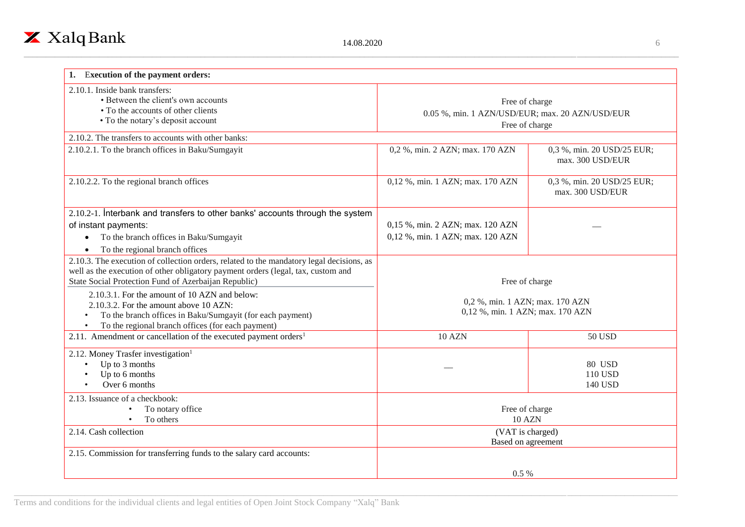| 1. Execution of the payment orders: | | |
|---|---|---|
| 2.10.1. Inside bank transfers:<br>• Between the client's own accounts<br>• To the accounts of other clients<br>• To the notary's deposit account | Free of charge<br>0.05 %, min. 1 AZN/USD/EUR; max. 20 AZN/USD/EUR<br>Free of charge | |
| 2.10.2. The transfers to accounts with other banks: | | |
| 2.10.2.1. To the branch offices in Baku/Sumgayit | 0,2 %, min. 2 AZN; max. 170 AZN | 0,3 %, min. 20 USD/25 EUR; max. 300 USD/EUR |
| 2.10.2.2. To the regional branch offices | 0,12 %, min. 1 AZN; max. 170 AZN | 0,3 %, min. 20 USD/25 EUR; max. 300 USD/EUR |
| 2.10.2-1. İnterbank and transfers to other banks' accounts through the system of instant payments:<br>• To the branch offices in Baku/Sumgayit<br>• To the regional branch offices | 0,15 %, min. 2 AZN; max. 120 AZN<br>0,12 %, min. 1 AZN; max. 120 AZN | — |
| 2.10.3. The execution of collection orders, related to the mandatory legal decisions, as well as the execution of other obligatory payment orders (legal, tax, custom and State Social Protection Fund of Azerbaijan Republic)<br>2.10.3.1. For the amount of 10 AZN and below:<br>2.10.3.2. For the amount above 10 AZN:<br>• To the branch offices in Baku/Sumgayit (for each payment)<br>• To the regional branch offices (for each payment) | Free of charge<br>0,2 %, min. 1 AZN; max. 170 AZN<br>0,12 %, min. 1 AZN; max. 170 AZN | |
| 2.11. Amendment or cancellation of the executed payment orders[1] | 10 AZN | 50 USD |
| 2.12. Money Trasfer investigation[1]<br>• Up to 3 months<br>• Up to 6 months<br>• Over 6 months | — | 80 USD<br>110 USD<br>140 USD |
| 2.13. Issuance of a checkbook:<br>• To notary office<br>• To others | Free of charge<br>10 AZN | |
| 2.14. Cash collection | (VAT is charged)<br>Based on agreement | |
| 2.15. Commission for transferring funds to the salary card accounts: | 0.5 % | |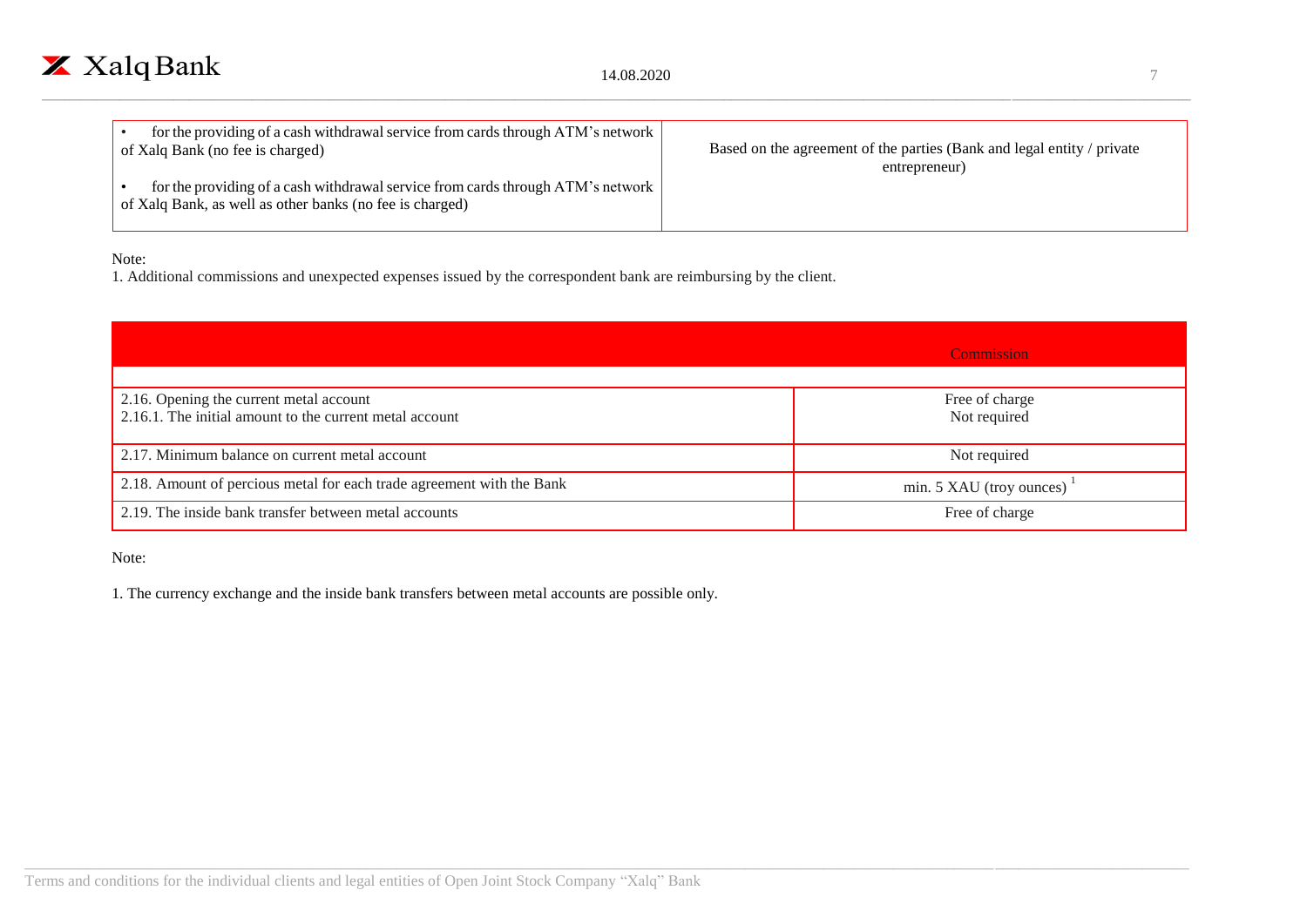| | |
|---|---|
| • for the providing of a cash withdrawal service from cards through ATM's network of Xalq Bank (no fee is charged)<br><br>• for the providing of a cash withdrawal service from cards through ATM's network of Xalq Bank, as well as other banks (no fee is charged) | Based on the agreement of the parties (Bank and legal entity / private entrepreneur) |

Note:
1. Additional commissions and unexpected expenses issued by the correspondent bank are reimbursing by the client.

| | Commission |
|---|---|
| | |
| 2.16. Opening the current metal account<br>2.16.1. The initial amount to the current metal account | Free of charge<br>Not required |
| 2.17. Minimum balance on current metal account | Not required |
| 2.18. Amount of percious metal for each trade agreement with the Bank | min. 5 XAU (troy ounces) [1] |
| 2.19. The inside bank transfer between metal accounts | Free of charge |

Note:

1. The currency exchange and the inside bank transfers between metal accounts are possible only.